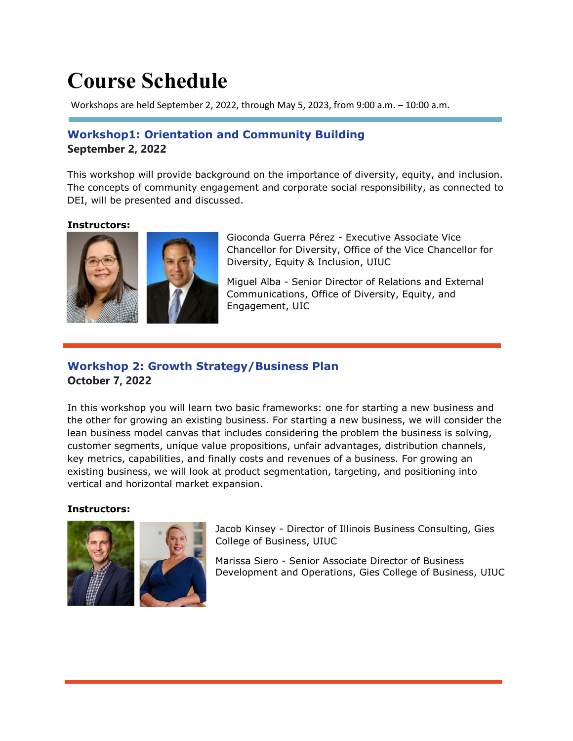# Course Schedule

Workshops are held September 2, 2022, through May 5, 2023, from 9:00 a.m. – 10:00 a.m.

## Workshop1: Orientation and Community Building

**September 2, 2022**

This workshop will provide background on the importance of diversity, equity, and inclusion. The concepts of community engagement and corporate social responsibility, as connected to DEI, will be presented and discussed.

**Instructors:**

Gioconda Guerra Pérez - Executive Associate Vice Chancellor for Diversity, Office of the Vice Chancellor for Diversity, Equity & Inclusion, UIUC

Miguel Alba - Senior Director of Relations and External Communications, Office of Diversity, Equity, and Engagement, UIC

## Workshop 2: Growth Strategy/Business Plan

**October 7, 2022**

In this workshop you will learn two basic frameworks: one for starting a new business and the other for growing an existing business. For starting a new business, we will consider the lean business model canvas that includes considering the problem the business is solving, customer segments, unique value propositions, unfair advantages, distribution channels, key metrics, capabilities, and finally costs and revenues of a business. For growing an existing business, we will look at product segmentation, targeting, and positioning into vertical and horizontal market expansion.

**Instructors:**

Jacob Kinsey - Director of Illinois Business Consulting, Gies College of Business, UIUC

Marissa Siero - Senior Associate Director of Business Development and Operations, Gies College of Business, UIUC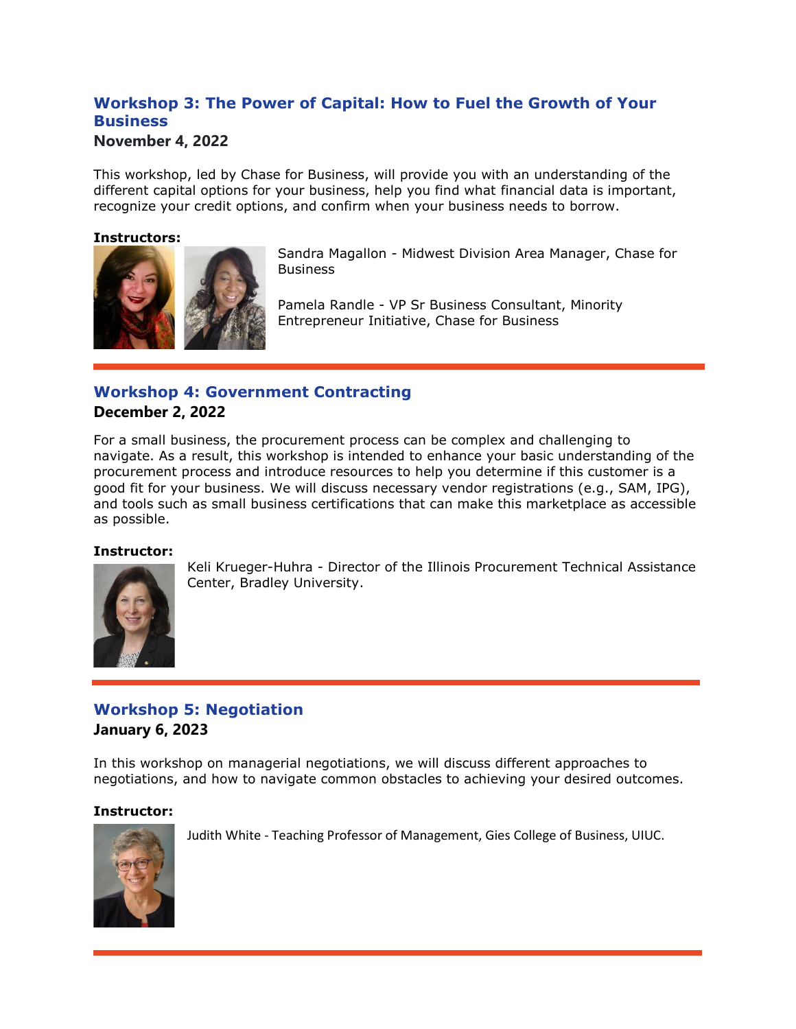## Workshop 3: The Power of Capital: How to Fuel the Growth of Your Business

**November 4, 2022**

This workshop, led by Chase for Business, will provide you with an understanding of the different capital options for your business, help you find what financial data is important, recognize your credit options, and confirm when your business needs to borrow.

**Instructors:**

Sandra Magallon - Midwest Division Area Manager, Chase for Business

Pamela Randle - VP Sr Business Consultant, Minority Entrepreneur Initiative, Chase for Business

---

## Workshop 4: Government Contracting

**December 2, 2022**

For a small business, the procurement process can be complex and challenging to navigate. As a result, this workshop is intended to enhance your basic understanding of the procurement process and introduce resources to help you determine if this customer is a good fit for your business. We will discuss necessary vendor registrations (e.g., SAM, IPG), and tools such as small business certifications that can make this marketplace as accessible as possible.

**Instructor:**

Keli Krueger-Huhra - Director of the Illinois Procurement Technical Assistance Center, Bradley University.

---

## Workshop 5: Negotiation

**January 6, 2023**

In this workshop on managerial negotiations, we will discuss different approaches to negotiations, and how to navigate common obstacles to achieving your desired outcomes.

**Instructor:**

Judith White - Teaching Professor of Management, Gies College of Business, UIUC.

---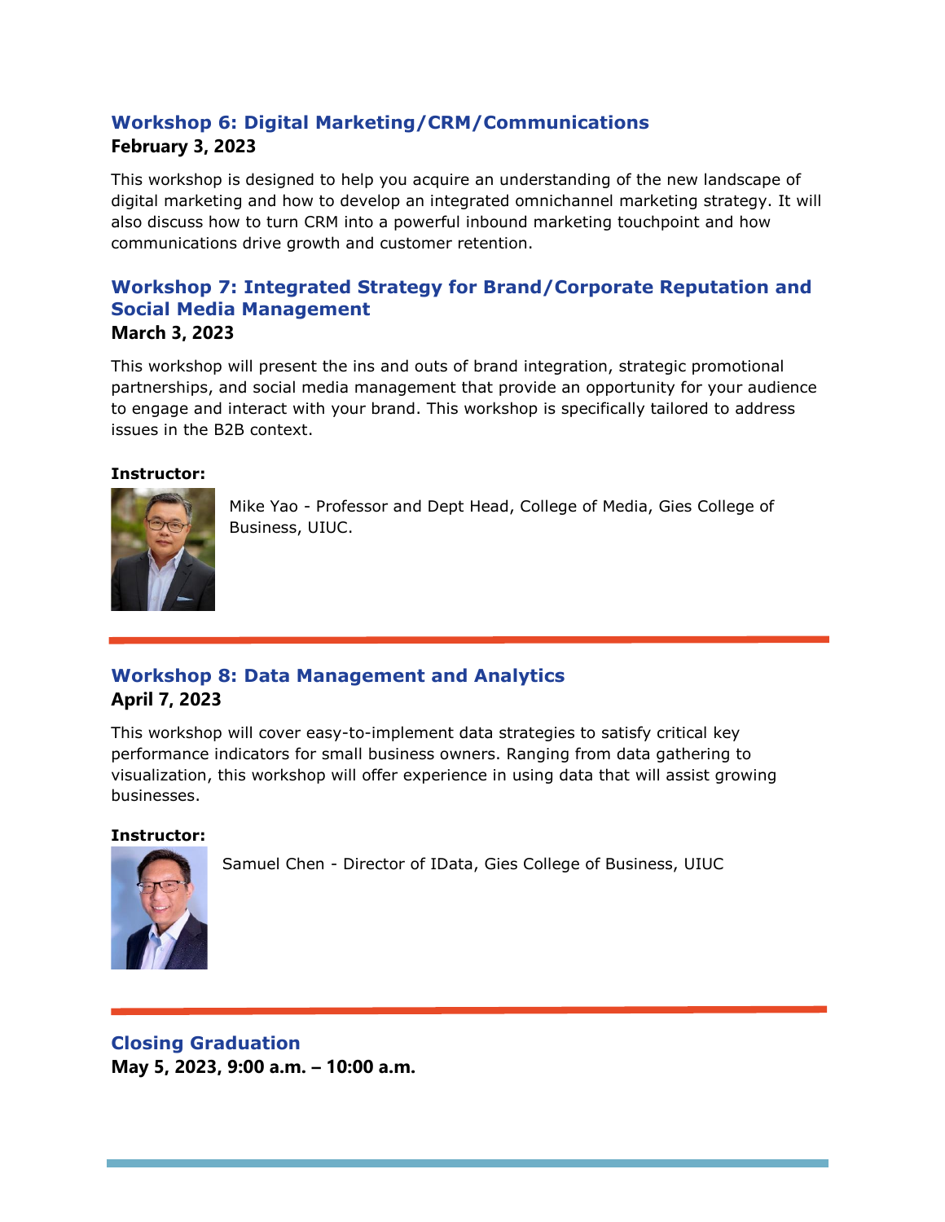## Workshop 6: Digital Marketing/CRM/Communications

**February 3, 2023**

This workshop is designed to help you acquire an understanding of the new landscape of digital marketing and how to develop an integrated omnichannel marketing strategy. It will also discuss how to turn CRM into a powerful inbound marketing touchpoint and how communications drive growth and customer retention.

## Workshop 7: Integrated Strategy for Brand/Corporate Reputation and Social Media Management

**March 3, 2023**

This workshop will present the ins and outs of brand integration, strategic promotional partnerships, and social media management that provide an opportunity for your audience to engage and interact with your brand. This workshop is specifically tailored to address issues in the B2B context.

**Instructor:**

Mike Yao - Professor and Dept Head, College of Media, Gies College of Business, UIUC.

---

## Workshop 8: Data Management and Analytics

**April 7, 2023**

This workshop will cover easy-to-implement data strategies to satisfy critical key performance indicators for small business owners. Ranging from data gathering to visualization, this workshop will offer experience in using data that will assist growing businesses.

**Instructor:**

Samuel Chen - Director of IData, Gies College of Business, UIUC

---

## Closing Graduation

**May 5, 2023, 9:00 a.m. – 10:00 a.m.**